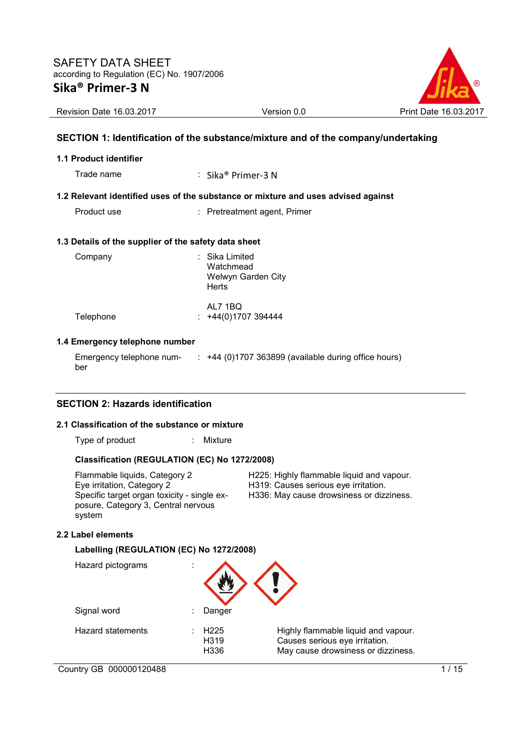# SAFETY DATA SHEET

according to Regulation (EC) No. 1907/2006

## Sika® Primer-3 N

Revision Date 16.03.2017 | Version 0.0 | Print Date 16.03.2017

### SECTION 1: Identification of the substance/mixture and of the company/undertaking

**1.1 Product identifier**

Trade name : Sika® Primer-3 N

**1.2 Relevant identified uses of the substance or mixture and uses advised against**

Product use : Pretreatment agent, Primer

**1.3 Details of the supplier of the safety data sheet**

Company : Sika Limited
Watchmead
Welwyn Garden City
Herts

AL7 1BQ

Telephone : +44(0)1707 394444

**1.4 Emergency telephone number**

Emergency telephone number : +44 (0)1707 363899 (available during office hours)

### SECTION 2: Hazards identification

**2.1 Classification of the substance or mixture**

Type of product : Mixture

**Classification (REGULATION (EC) No 1272/2008)**

| | |
|---|---|
| Flammable liquids, Category 2 | H225: Highly flammable liquid and vapour. |
| Eye irritation, Category 2 | H319: Causes serious eye irritation. |
| Specific target organ toxicity - single exposure, Category 3, Central nervous system | H336: May cause drowsiness or dizziness. |

**2.2 Label elements**

**Labelling (REGULATION (EC) No 1272/2008)**

Hazard pictograms :

Signal word : Danger

Hazard statements :

| | |
|---|---|
| H225 | Highly flammable liquid and vapour. |
| H319 | Causes serious eye irritation. |
| H336 | May cause drowsiness or dizziness. |

Country GB 000000120488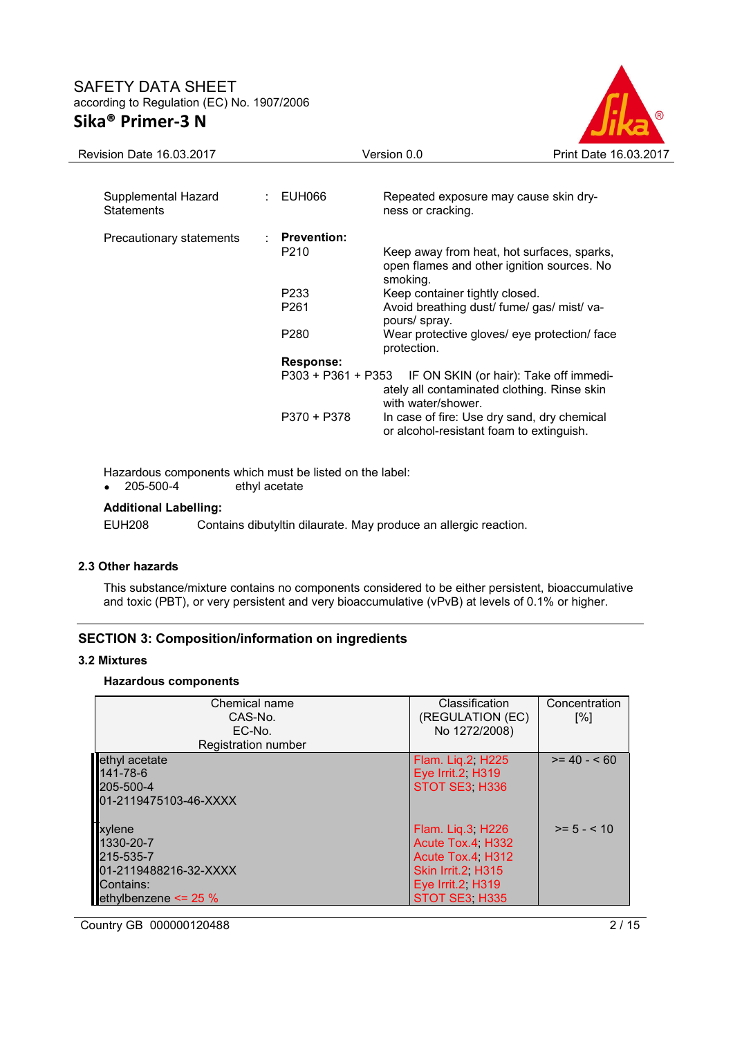| | | | |
|---|---|---|---|
| Supplemental Hazard Statements | : | EUH066 | Repeated exposure may cause skin dryness or cracking. |
| Precautionary statements | : | **Prevention:** | |
| | | P210 | Keep away from heat, hot surfaces, sparks, open flames and other ignition sources. No smoking. |
| | | P233 | Keep container tightly closed. |
| | | P261 | Avoid breathing dust/ fume/ gas/ mist/ vapours/ spray. |
| | | P280 | Wear protective gloves/ eye protection/ face protection. |
| | | **Response:** | |
| | | P303 + P361 + P353 | IF ON SKIN (or hair): Take off immediately all contaminated clothing. Rinse skin with water/shower. |
| | | P370 + P378 | In case of fire: Use dry sand, dry chemical or alcohol-resistant foam to extinguish. |

Hazardous components which must be listed on the label:

- 205-500-4 ethyl acetate

**Additional Labelling:**

EUH208 Contains dibutyltin dilaurate. May produce an allergic reaction.

### 2.3 Other hazards

This substance/mixture contains no components considered to be either persistent, bioaccumulative and toxic (PBT), or very persistent and very bioaccumulative (vPvB) at levels of 0.1% or higher.

## SECTION 3: Composition/information on ingredients

### 3.2 Mixtures

**Hazardous components**

| Chemical name<br>CAS-No.<br>EC-No.<br>Registration number | Classification<br>(REGULATION (EC)<br>No 1272/2008) | Concentration<br>[%] |
|---|---|---|
| ethyl acetate<br>141-78-6<br>205-500-4<br>01-2119475103-46-XXXX | Flam. Liq.2; H225<br>Eye Irrit.2; H319<br>STOT SE3; H336 | >= 40 - < 60 |
| xylene<br>1330-20-7<br>215-535-7<br>01-2119488216-32-XXXX<br>Contains:<br>ethylbenzene <= 25 % | Flam. Liq.3; H226<br>Acute Tox.4; H332<br>Acute Tox.4; H312<br>Skin Irrit.2; H315<br>Eye Irrit.2; H319<br>STOT SE3; H335 | >= 5 - < 10 |

Country GB 000000120488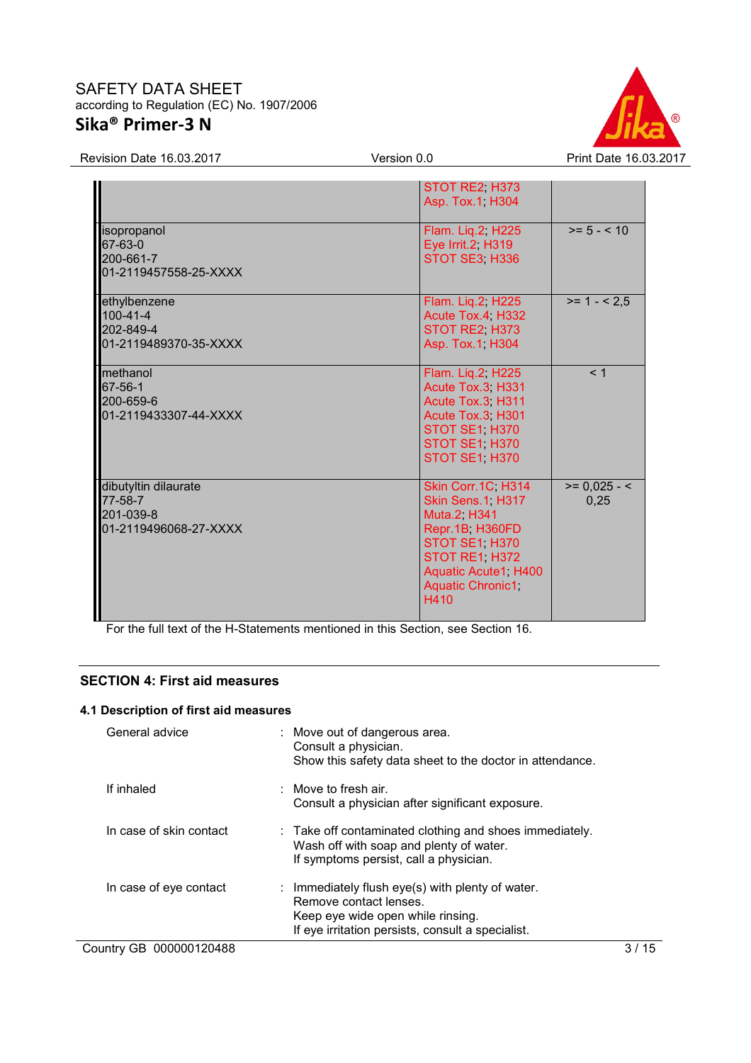| | | |
|---|---|---|
| | STOT RE2; H373<br>Asp. Tox.1; H304 | |
| isopropanol<br>67-63-0<br>200-661-7<br>01-2119457558-25-XXXX | Flam. Liq.2; H225<br>Eye Irrit.2; H319<br>STOT SE3; H336 | >= 5 - < 10 |
| ethylbenzene<br>100-41-4<br>202-849-4<br>01-2119489370-35-XXXX | Flam. Liq.2; H225<br>Acute Tox.4; H332<br>STOT RE2; H373<br>Asp. Tox.1; H304 | >= 1 - < 2,5 |
| methanol<br>67-56-1<br>200-659-6<br>01-2119433307-44-XXXX | Flam. Liq.2; H225<br>Acute Tox.3; H331<br>Acute Tox.3; H311<br>Acute Tox.3; H301<br>STOT SE1; H370<br>STOT SE1; H370<br>STOT SE1; H370 | < 1 |
| dibutyltin dilaurate<br>77-58-7<br>201-039-8<br>01-2119496068-27-XXXX | Skin Corr.1C; H314<br>Skin Sens.1; H317<br>Muta.2; H341<br>Repr.1B; H360FD<br>STOT SE1; H370<br>STOT RE1; H372<br>Aquatic Acute1; H400<br>Aquatic Chronic1; H410 | >= 0,025 - < 0,25 |

For the full text of the H-Statements mentioned in this Section, see Section 16.

## SECTION 4: First aid measures

### 4.1 Description of first aid measures

General advice : Move out of dangerous area.
Consult a physician.
Show this safety data sheet to the doctor in attendance.

If inhaled : Move to fresh air.
Consult a physician after significant exposure.

In case of skin contact : Take off contaminated clothing and shoes immediately.
Wash off with soap and plenty of water.
If symptoms persist, call a physician.

In case of eye contact : Immediately flush eye(s) with plenty of water.
Remove contact lenses.
Keep eye wide open while rinsing.
If eye irritation persists, consult a specialist.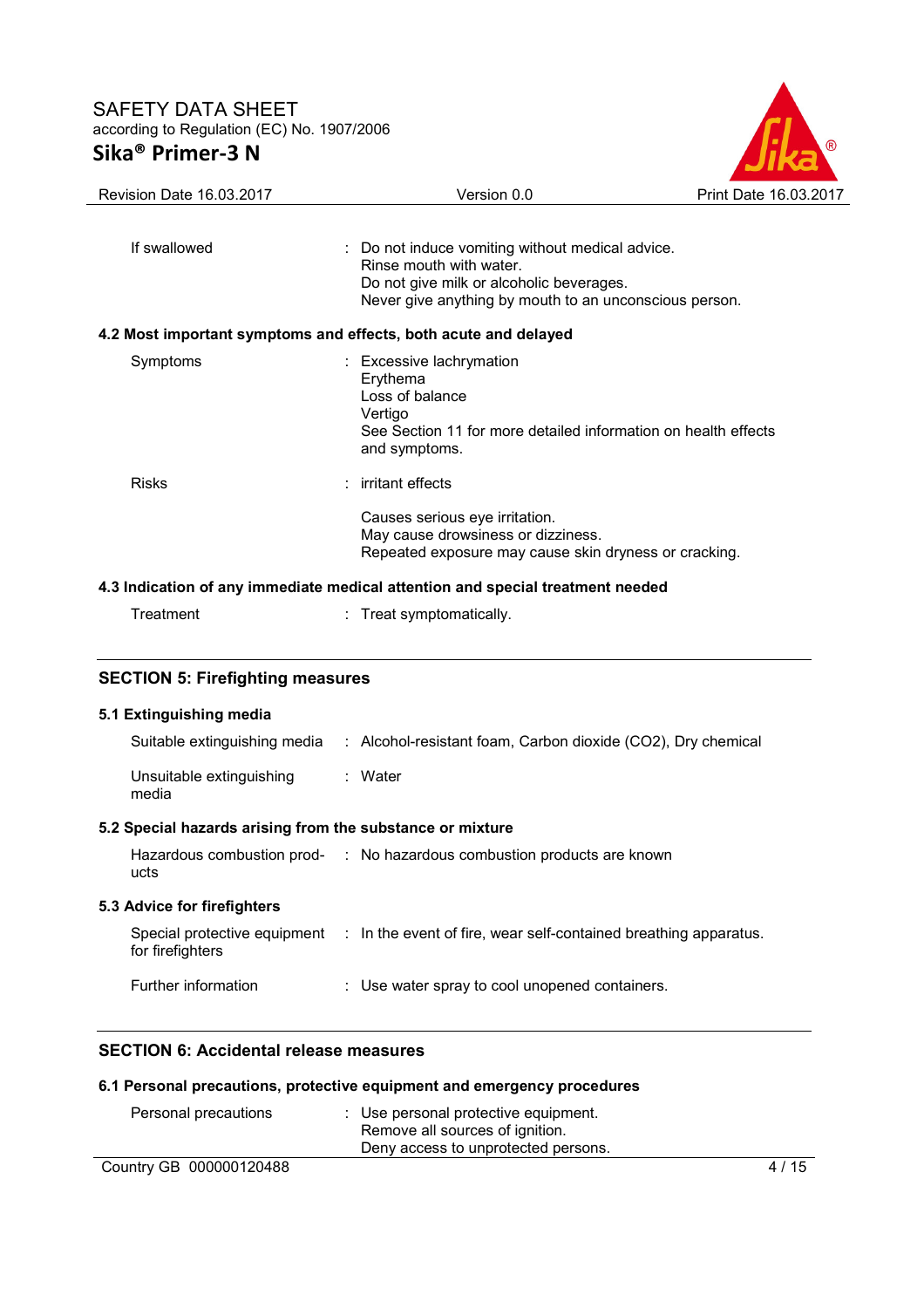| | | |
|---|---|---|
| If swallowed | : | Do not induce vomiting without medical advice.<br>Rinse mouth with water.<br>Do not give milk or alcoholic beverages.<br>Never give anything by mouth to an unconscious person. |

### 4.2 Most important symptoms and effects, both acute and delayed

| | | |
|---|---|---|
| Symptoms | : | Excessive lachrymation<br>Erythema<br>Loss of balance<br>Vertigo<br>See Section 11 for more detailed information on health effects and symptoms. |
| Risks | : | irritant effects<br><br>Causes serious eye irritation.<br>May cause drowsiness or dizziness.<br>Repeated exposure may cause skin dryness or cracking. |

### 4.3 Indication of any immediate medical attention and special treatment needed

| | | |
|---|---|---|
| Treatment | : | Treat symptomatically. |

## SECTION 5: Firefighting measures

### 5.1 Extinguishing media

| | | |
|---|---|---|
| Suitable extinguishing media | : | Alcohol-resistant foam, Carbon dioxide (CO2), Dry chemical |
| Unsuitable extinguishing media | : | Water |

### 5.2 Special hazards arising from the substance or mixture

| | | |
|---|---|---|
| Hazardous combustion products | : | No hazardous combustion products are known |

### 5.3 Advice for firefighters

| | | |
|---|---|---|
| Special protective equipment for firefighters | : | In the event of fire, wear self-contained breathing apparatus. |
| Further information | : | Use water spray to cool unopened containers. |

## SECTION 6: Accidental release measures

### 6.1 Personal precautions, protective equipment and emergency procedures

| | | |
|---|---|---|
| Personal precautions | : | Use personal protective equipment.<br>Remove all sources of ignition.<br>Deny access to unprotected persons. |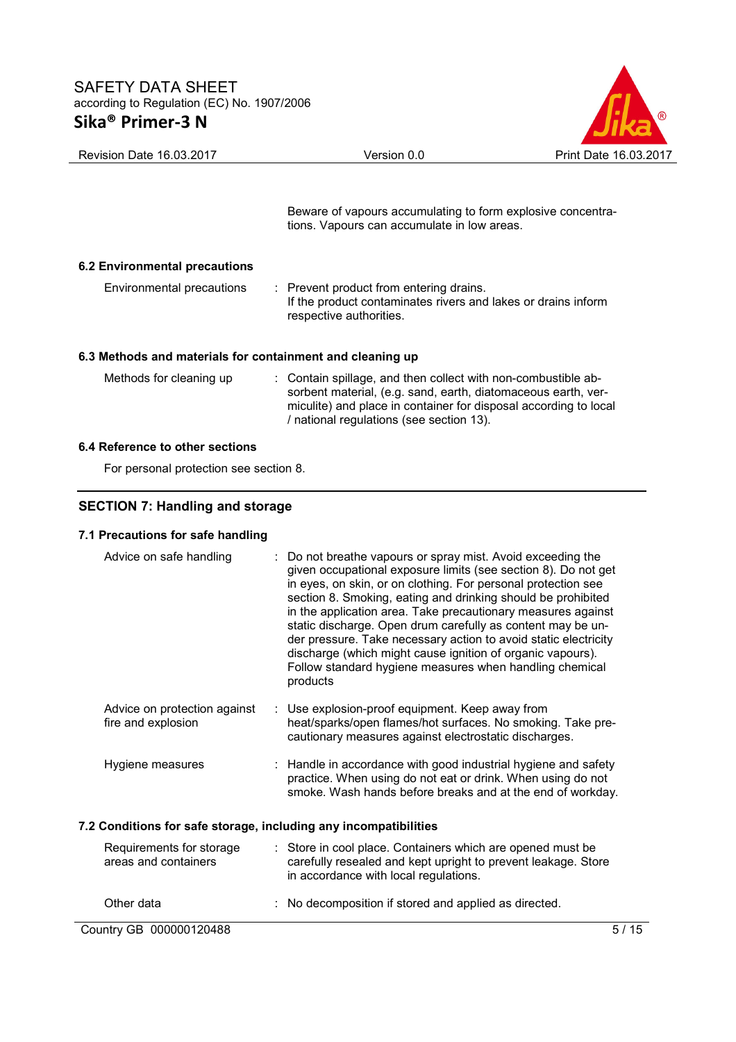Beware of vapours accumulating to form explosive concentrations. Vapours can accumulate in low areas.

**6.2 Environmental precautions**

Environmental precautions : Prevent product from entering drains. If the product contaminates rivers and lakes or drains inform respective authorities.

**6.3 Methods and materials for containment and cleaning up**

Methods for cleaning up : Contain spillage, and then collect with non-combustible absorbent material, (e.g. sand, earth, diatomaceous earth, vermiculite) and place in container for disposal according to local / national regulations (see section 13).

**6.4 Reference to other sections**

For personal protection see section 8.

## SECTION 7: Handling and storage

**7.1 Precautions for safe handling**

Advice on safe handling : Do not breathe vapours or spray mist. Avoid exceeding the given occupational exposure limits (see section 8). Do not get in eyes, on skin, or on clothing. For personal protection see section 8. Smoking, eating and drinking should be prohibited in the application area. Take precautionary measures against static discharge. Open drum carefully as content may be under pressure. Take necessary action to avoid static electricity discharge (which might cause ignition of organic vapours). Follow standard hygiene measures when handling chemical products

Advice on protection against fire and explosion : Use explosion-proof equipment. Keep away from heat/sparks/open flames/hot surfaces. No smoking. Take precautionary measures against electrostatic discharges.

Hygiene measures : Handle in accordance with good industrial hygiene and safety practice. When using do not eat or drink. When using do not smoke. Wash hands before breaks and at the end of workday.

**7.2 Conditions for safe storage, including any incompatibilities**

Requirements for storage areas and containers : Store in cool place. Containers which are opened must be carefully resealed and kept upright to prevent leakage. Store in accordance with local regulations.

Other data : No decomposition if stored and applied as directed.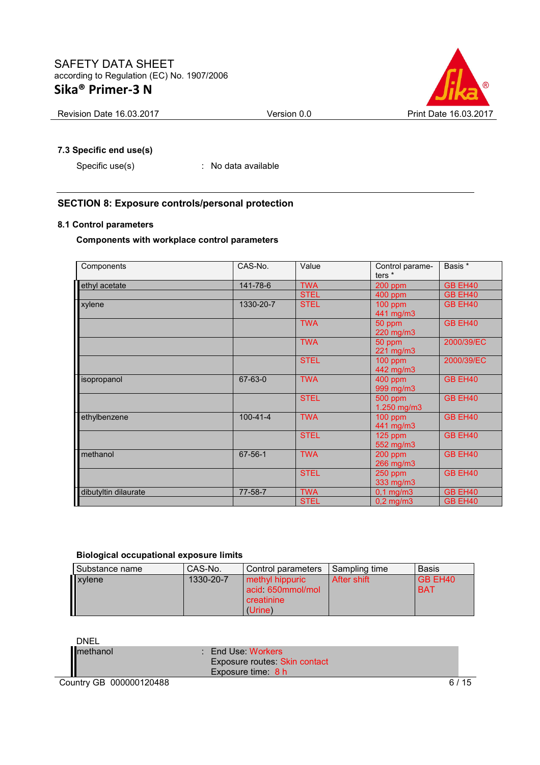### 7.3 Specific end use(s)

Specific use(s) : No data available

## SECTION 8: Exposure controls/personal protection

### 8.1 Control parameters

**Components with workplace control parameters**

| Components | CAS-No. | Value | Control parameters * | Basis * |
|---|---|---|---|---|
| ethyl acetate | 141-78-6 | TWA | 200 ppm | GB EH40 |
| | | STEL | 400 ppm | GB EH40 |
| xylene | 1330-20-7 | STEL | 100 ppm<br>441 mg/m3 | GB EH40 |
| | | TWA | 50 ppm<br>220 mg/m3 | GB EH40 |
| | | TWA | 50 ppm<br>221 mg/m3 | 2000/39/EC |
| | | STEL | 100 ppm<br>442 mg/m3 | 2000/39/EC |
| isopropanol | 67-63-0 | TWA | 400 ppm<br>999 mg/m3 | GB EH40 |
| | | STEL | 500 ppm<br>1.250 mg/m3 | GB EH40 |
| ethylbenzene | 100-41-4 | TWA | 100 ppm<br>441 mg/m3 | GB EH40 |
| | | STEL | 125 ppm<br>552 mg/m3 | GB EH40 |
| methanol | 67-56-1 | TWA | 200 ppm<br>266 mg/m3 | GB EH40 |
| | | STEL | 250 ppm<br>333 mg/m3 | GB EH40 |
| dibutyltin dilaurate | 77-58-7 | TWA | 0,1 mg/m3 | GB EH40 |
| | | STEL | 0,2 mg/m3 | GB EH40 |

**Biological occupational exposure limits**

| Substance name | CAS-No. | Control parameters | Sampling time | Basis |
|---|---|---|---|---|
| xylene | 1330-20-7 | methyl hippuric acid: 650mmol/mol creatinine (Urine) | After shift | GB EH40 BAT |

DNEL

| | |
|---|---|
| methanol | : End Use: Workers<br>Exposure routes: Skin contact<br>Exposure time: 8 h |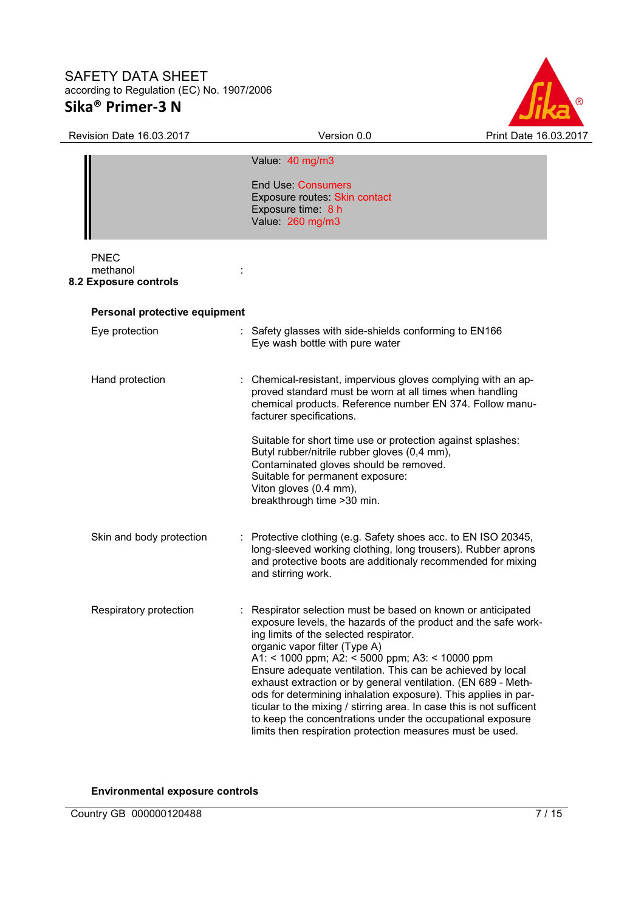Value: 40 mg/m3

End Use: Consumers
Exposure routes: Skin contact
Exposure time: 8 h
Value: 260 mg/m3

PNEC
methanol :

### 8.2 Exposure controls

**Personal protective equipment**

Eye protection : Safety glasses with side-shields conforming to EN166
Eye wash bottle with pure water

Hand protection : Chemical-resistant, impervious gloves complying with an approved standard must be worn at all times when handling chemical products. Reference number EN 374. Follow manufacturer specifications.

Suitable for short time use or protection against splashes:
Butyl rubber/nitrile rubber gloves (0,4 mm),
Contaminated gloves should be removed.
Suitable for permanent exposure:
Viton gloves (0.4 mm),
breakthrough time >30 min.

Skin and body protection : Protective clothing (e.g. Safety shoes acc. to EN ISO 20345, long-sleeved working clothing, long trousers). Rubber aprons and protective boots are additionaly recommended for mixing and stirring work.

Respiratory protection : Respirator selection must be based on known or anticipated exposure levels, the hazards of the product and the safe working limits of the selected respirator.
organic vapor filter (Type A)
A1: < 1000 ppm; A2: < 5000 ppm; A3: < 10000 ppm
Ensure adequate ventilation. This can be achieved by local exhaust extraction or by general ventilation. (EN 689 - Methods for determining inhalation exposure). This applies in particular to the mixing / stirring area. In case this is not sufficent to keep the concentrations under the occupational exposure limits then respiration protection measures must be used.

**Environmental exposure controls**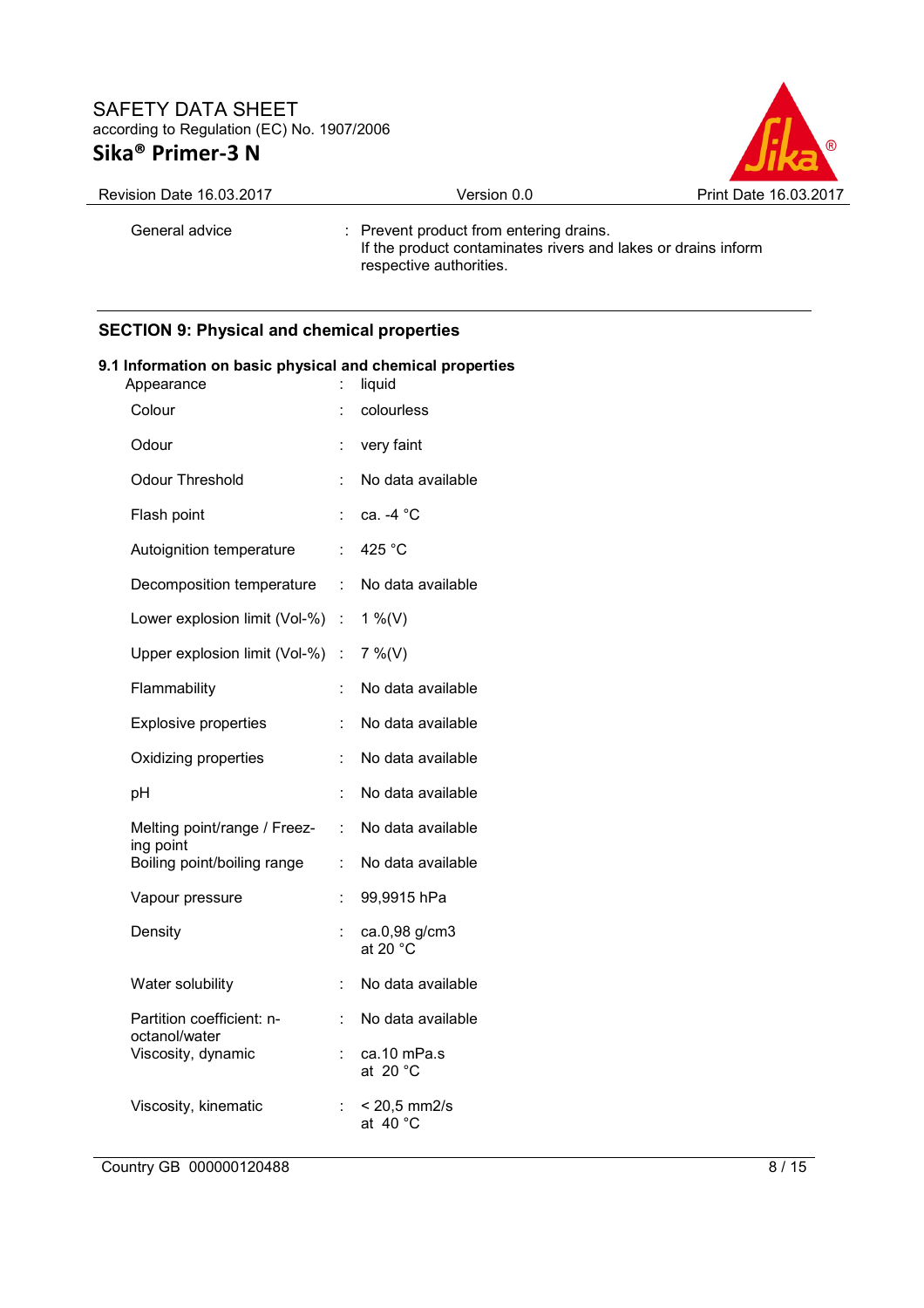| | | |
|---|---|---|
| General advice | : | Prevent product from entering drains.<br>If the product contaminates rivers and lakes or drains inform respective authorities. |

## SECTION 9: Physical and chemical properties

### 9.1 Information on basic physical and chemical properties

| | | |
|---|---|---|
| Appearance | : | liquid |
| Colour | : | colourless |
| Odour | : | very faint |
| Odour Threshold | : | No data available |
| Flash point | : | ca. -4 °C |
| Autoignition temperature | : | 425 °C |
| Decomposition temperature | : | No data available |
| Lower explosion limit (Vol-%) | : | 1 %(V) |
| Upper explosion limit (Vol-%) | : | 7 %(V) |
| Flammability | : | No data available |
| Explosive properties | : | No data available |
| Oxidizing properties | : | No data available |
| pH | : | No data available |
| Melting point/range / Freezing point | : | No data available |
| Boiling point/boiling range | : | No data available |
| Vapour pressure | : | 99,9915 hPa |
| Density | : | ca.0,98 g/cm3<br>at 20 °C |
| Water solubility | : | No data available |
| Partition coefficient: n-octanol/water | : | No data available |
| Viscosity, dynamic | : | ca.10 mPa.s<br>at 20 °C |
| Viscosity, kinematic | : | < 20,5 mm2/s<br>at 40 °C |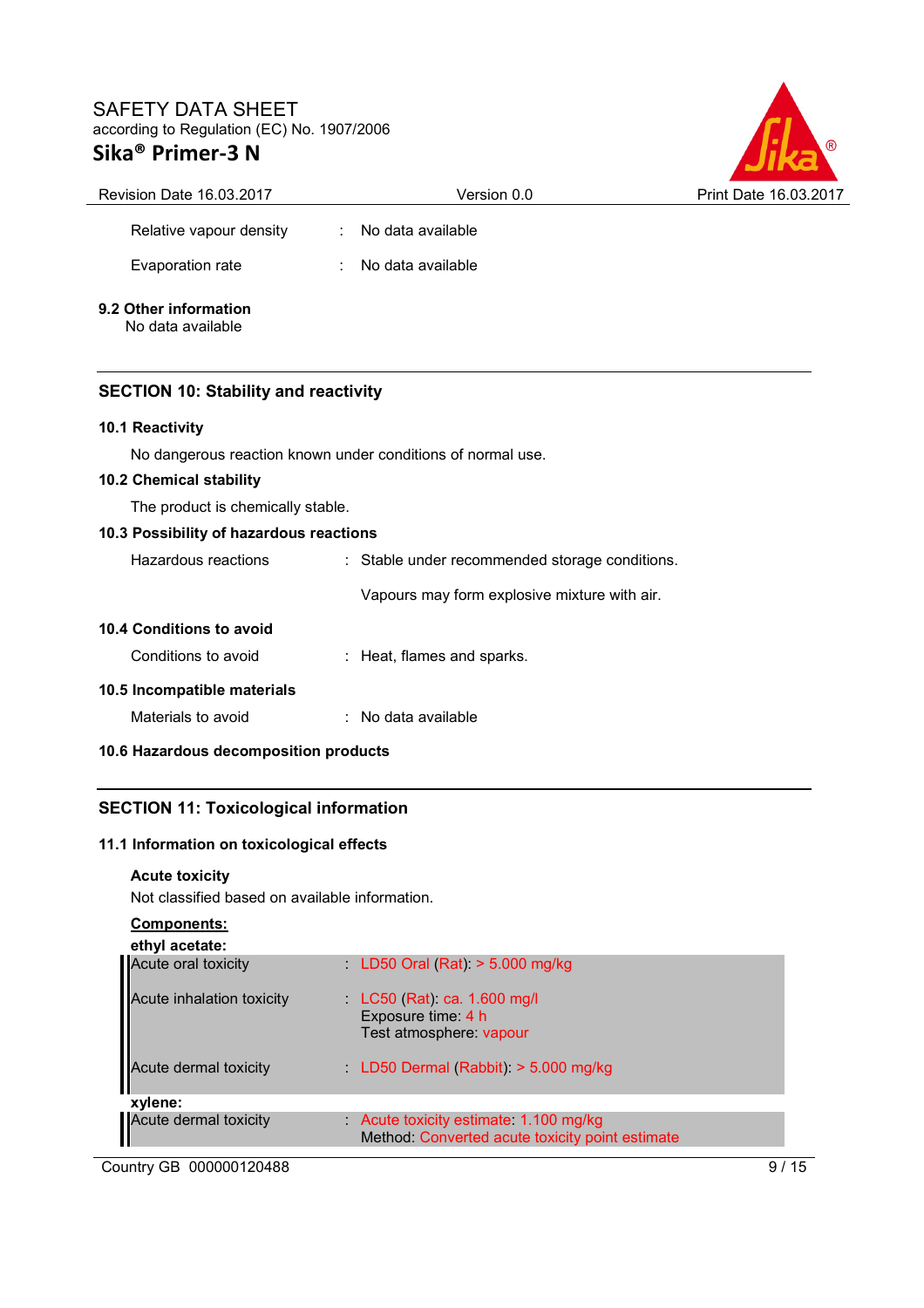| | | |
|---|---|---|
| Relative vapour density | : | No data available |
| Evaporation rate | : | No data available |

**9.2 Other information**

No data available

## SECTION 10: Stability and reactivity

**10.1 Reactivity**

No dangerous reaction known under conditions of normal use.

**10.2 Chemical stability**

The product is chemically stable.

**10.3 Possibility of hazardous reactions**

| | | |
|---|---|---|
| Hazardous reactions | : | Stable under recommended storage conditions.<br><br>Vapours may form explosive mixture with air. |

**10.4 Conditions to avoid**

| | | |
|---|---|---|
| Conditions to avoid | : | Heat, flames and sparks. |

**10.5 Incompatible materials**

| | | |
|---|---|---|
| Materials to avoid | : | No data available |

**10.6 Hazardous decomposition products**

## SECTION 11: Toxicological information

**11.1 Information on toxicological effects**

**Acute toxicity**

Not classified based on available information.

**Components:**

**ethyl acetate:**

| | | |
|---|---|---|
| Acute oral toxicity | : | LD50 Oral (Rat): > 5.000 mg/kg |
| Acute inhalation toxicity | : | LC50 (Rat): ca. 1.600 mg/l<br>Exposure time: 4 h<br>Test atmosphere: vapour |
| Acute dermal toxicity | : | LD50 Dermal (Rabbit): > 5.000 mg/kg |

**xylene:**

| | | |
|---|---|---|
| Acute dermal toxicity | : | Acute toxicity estimate: 1.100 mg/kg<br>Method: Converted acute toxicity point estimate |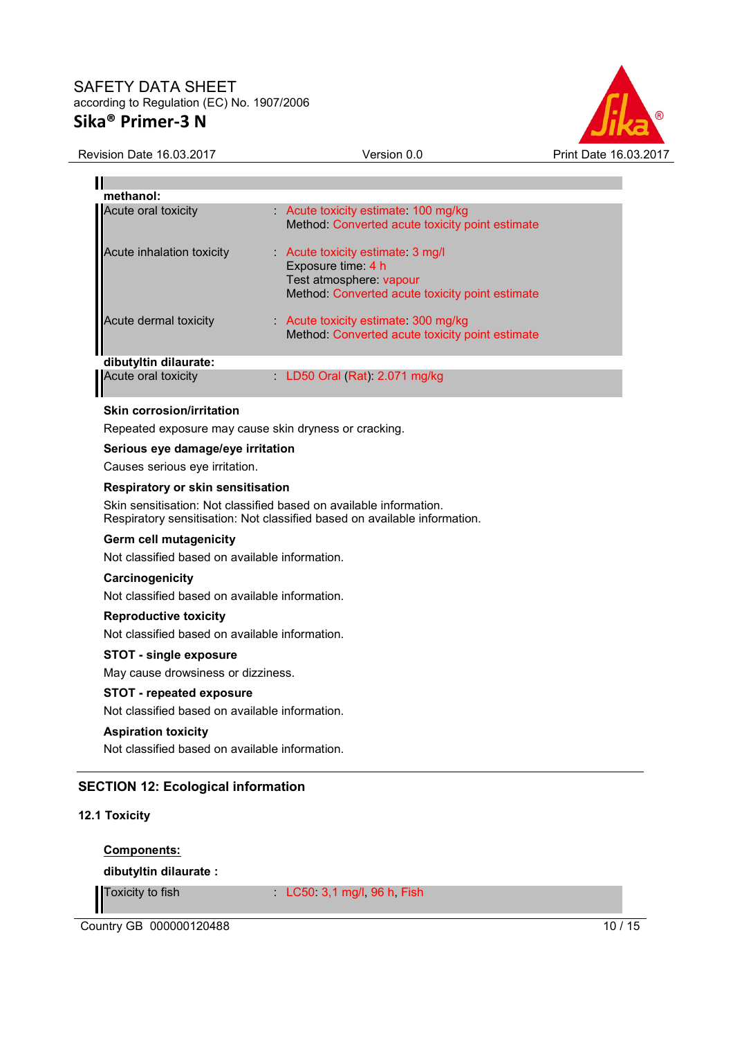**methanol:**

| | |
|---|---|
| Acute oral toxicity | : Acute toxicity estimate: 100 mg/kg<br>Method: Converted acute toxicity point estimate |
| Acute inhalation toxicity | : Acute toxicity estimate: 3 mg/l<br>Exposure time: 4 h<br>Test atmosphere: vapour<br>Method: Converted acute toxicity point estimate |
| Acute dermal toxicity | : Acute toxicity estimate: 300 mg/kg<br>Method: Converted acute toxicity point estimate |

**dibutyltin dilaurate:**

| | |
|---|---|
| Acute oral toxicity | : LD50 Oral (Rat): 2.071 mg/kg |

**Skin corrosion/irritation**

Repeated exposure may cause skin dryness or cracking.

**Serious eye damage/eye irritation**

Causes serious eye irritation.

**Respiratory or skin sensitisation**

Skin sensitisation: Not classified based on available information.
Respiratory sensitisation: Not classified based on available information.

**Germ cell mutagenicity**

Not classified based on available information.

**Carcinogenicity**

Not classified based on available information.

**Reproductive toxicity**

Not classified based on available information.

**STOT - single exposure**

May cause drowsiness or dizziness.

**STOT - repeated exposure**

Not classified based on available information.

**Aspiration toxicity**

Not classified based on available information.

## SECTION 12: Ecological information

### 12.1 Toxicity

**Components:**

**dibutyltin dilaurate :**

| | |
|---|---|
| Toxicity to fish | : LC50: 3,1 mg/l, 96 h, Fish |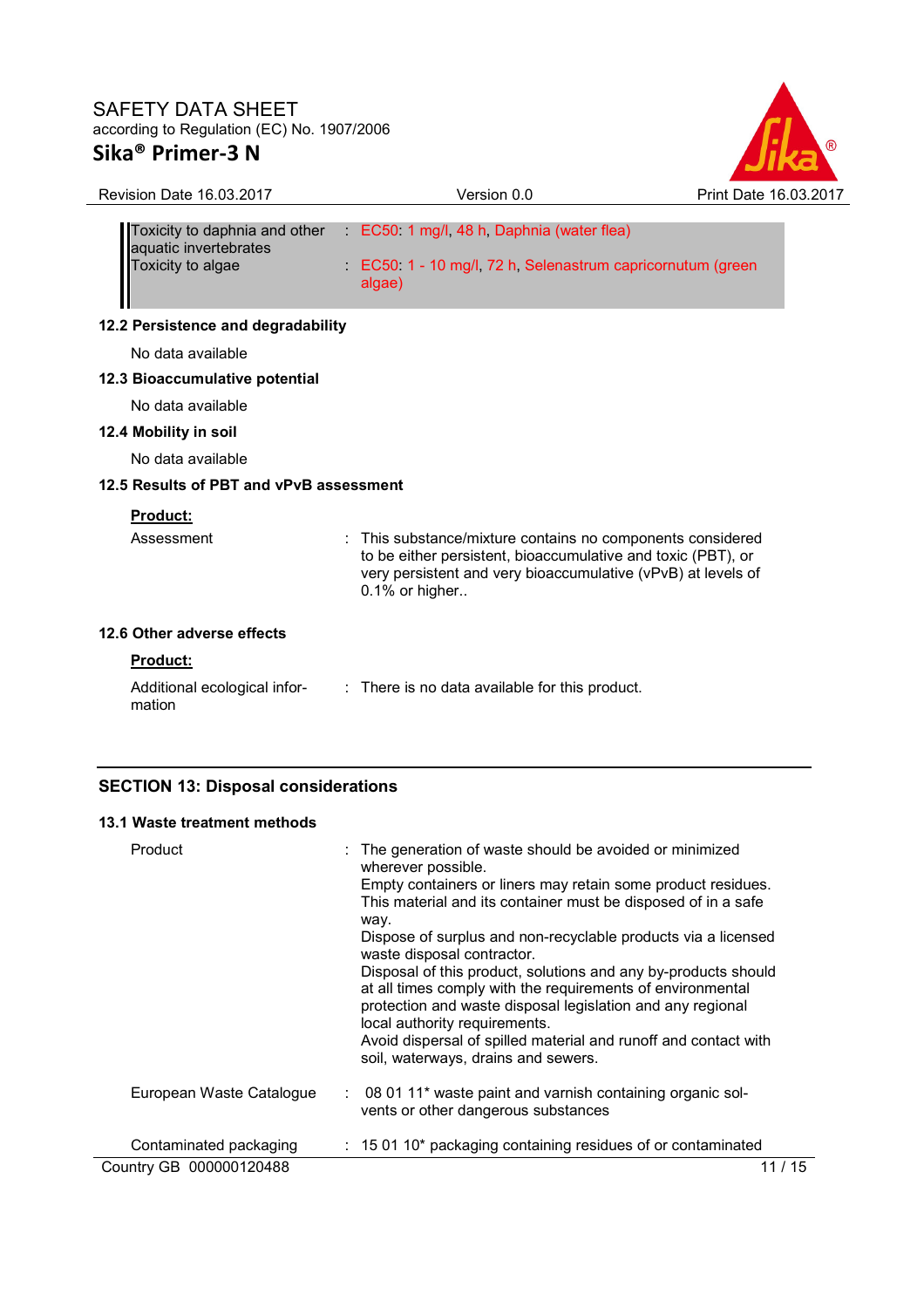| | | |
|---|---|---|
| Toxicity to daphnia and other aquatic invertebrates | : | EC50: 1 mg/l, 48 h, Daphnia (water flea) |
| Toxicity to algae | : | EC50: 1 - 10 mg/l, 72 h, Selenastrum capricornutum (green algae) |

### 12.2 Persistence and degradability

No data available

### 12.3 Bioaccumulative potential

No data available

### 12.4 Mobility in soil

No data available

### 12.5 Results of PBT and vPvB assessment

**Product:**

| | | |
|---|---|---|
| Assessment | : | This substance/mixture contains no components considered to be either persistent, bioaccumulative and toxic (PBT), or very persistent and very bioaccumulative (vPvB) at levels of 0.1% or higher.. |

### 12.6 Other adverse effects

**Product:**

| | | |
|---|---|---|
| Additional ecological information | : | There is no data available for this product. |

## SECTION 13: Disposal considerations

### 13.1 Waste treatment methods

| | | |
|---|---|---|
| Product | : | The generation of waste should be avoided or minimized wherever possible. Empty containers or liners may retain some product residues. This material and its container must be disposed of in a safe way. Dispose of surplus and non-recyclable products via a licensed waste disposal contractor. Disposal of this product, solutions and any by-products should at all times comply with the requirements of environmental protection and waste disposal legislation and any regional local authority requirements. Avoid dispersal of spilled material and runoff and contact with soil, waterways, drains and sewers. |
| European Waste Catalogue | : | 08 01 11* waste paint and varnish containing organic solvents or other dangerous substances |
| Contaminated packaging | : | 15 01 10* packaging containing residues of or contaminated |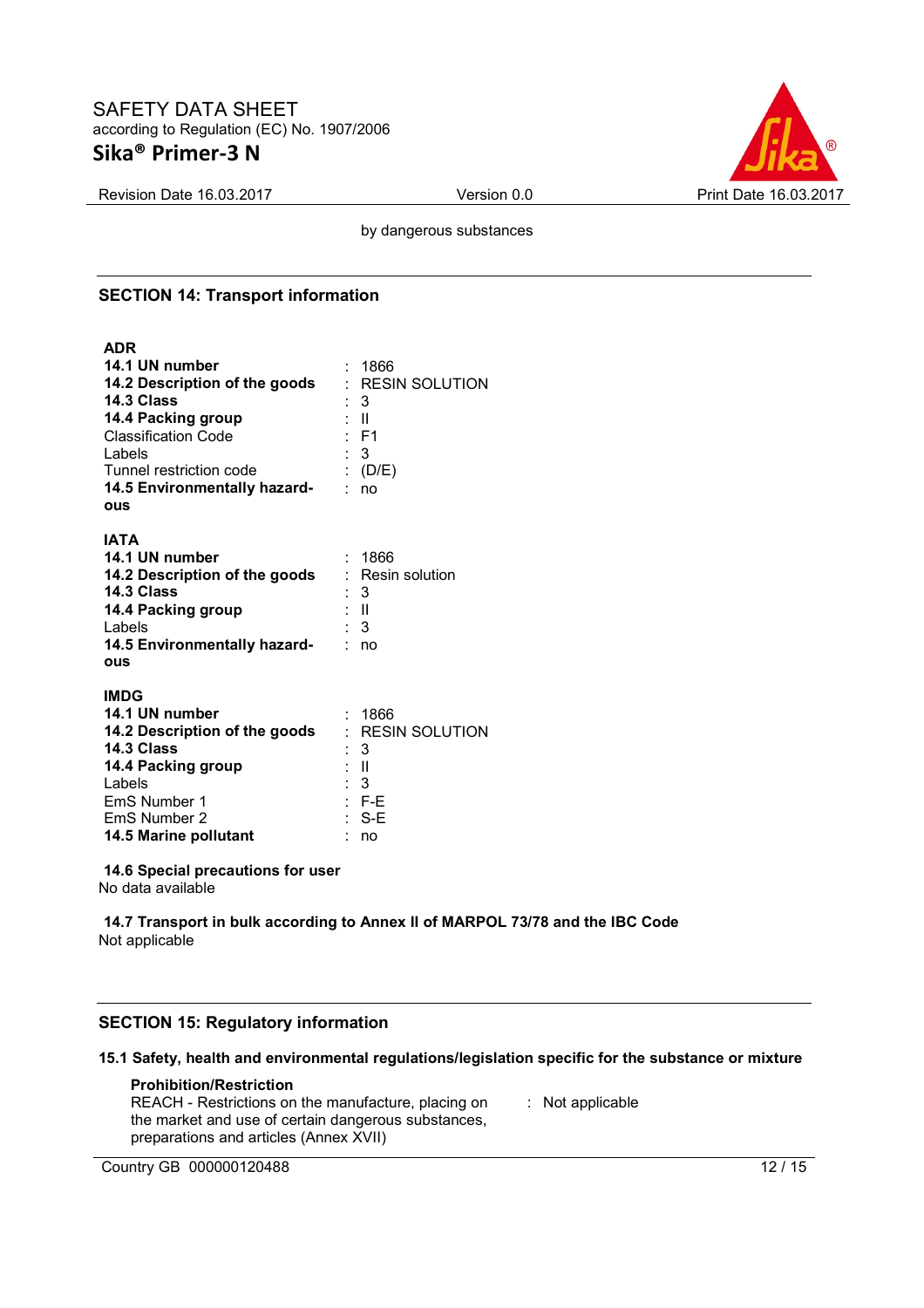by dangerous substances

## SECTION 14: Transport information

**ADR**

| | | |
|---|---|---|
| **14.1 UN number** | : | 1866 |
| **14.2 Description of the goods** | : | RESIN SOLUTION |
| **14.3 Class** | : | 3 |
| **14.4 Packing group** | : | II |
| Classification Code | : | F1 |
| Labels | : | 3 |
| Tunnel restriction code | : | (D/E) |
| **14.5 Environmentally hazardous** | : | no |

**IATA**

| | | |
|---|---|---|
| **14.1 UN number** | : | 1866 |
| **14.2 Description of the goods** | : | Resin solution |
| **14.3 Class** | : | 3 |
| **14.4 Packing group** | : | II |
| Labels | : | 3 |
| **14.5 Environmentally hazardous** | : | no |

**IMDG**

| | | |
|---|---|---|
| **14.1 UN number** | : | 1866 |
| **14.2 Description of the goods** | : | RESIN SOLUTION |
| **14.3 Class** | : | 3 |
| **14.4 Packing group** | : | II |
| Labels | : | 3 |
| EmS Number 1 | : | F-E |
| EmS Number 2 | : | S-E |
| **14.5 Marine pollutant** | : | no |

**14.6 Special precautions for user**

No data available

**14.7 Transport in bulk according to Annex II of MARPOL 73/78 and the IBC Code**

Not applicable

## SECTION 15: Regulatory information

### 15.1 Safety, health and environmental regulations/legislation specific for the substance or mixture

**Prohibition/Restriction**

| | | |
|---|---|---|
| REACH - Restrictions on the manufacture, placing on the market and use of certain dangerous substances, preparations and articles (Annex XVII) | : | Not applicable |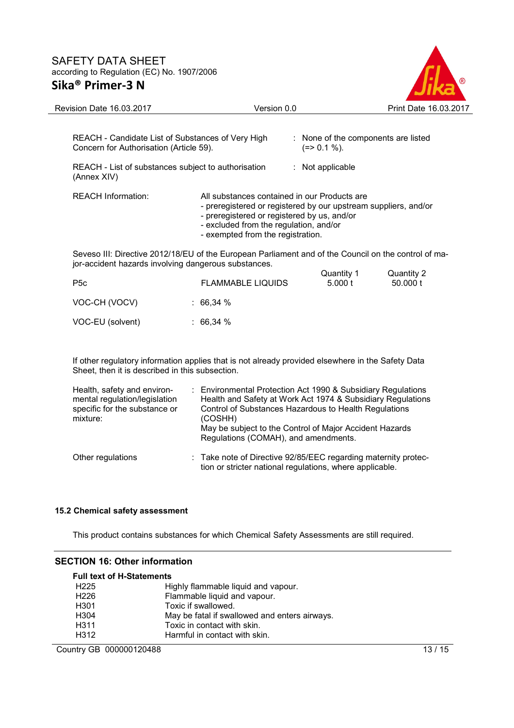REACH - Candidate List of Substances of Very High Concern for Authorisation (Article 59). : None of the components are listed (=> 0.1 %).

REACH - List of substances subject to authorisation (Annex XIV) : Not applicable

REACH Information: All substances contained in our Products are
- preregistered or registered by our upstream suppliers, and/or
- preregistered or registered by us, and/or
- excluded from the regulation, and/or
- exempted from the registration.

Seveso III: Directive 2012/18/EU of the European Parliament and of the Council on the control of major-accident hazards involving dangerous substances.

| | | Quantity 1 | Quantity 2 |
|---|---|---|---|
| P5c | FLAMMABLE LIQUIDS | 5.000 t | 50.000 t |

VOC-CH (VOCV) : 66,34 %

VOC-EU (solvent) : 66,34 %

If other regulatory information applies that is not already provided elsewhere in the Safety Data Sheet, then it is described in this subsection.

Health, safety and environmental regulation/legislation specific for the substance or mixture: : Environmental Protection Act 1990 & Subsidiary Regulations
Health and Safety at Work Act 1974 & Subsidiary Regulations
Control of Substances Hazardous to Health Regulations (COSHH)
May be subject to the Control of Major Accident Hazards Regulations (COMAH), and amendments.

Other regulations : Take note of Directive 92/85/EEC regarding maternity protection or stricter national regulations, where applicable.

### 15.2 Chemical safety assessment

This product contains substances for which Chemical Safety Assessments are still required.

## SECTION 16: Other information

**Full text of H-Statements**

| | |
|---|---|
| H225 | Highly flammable liquid and vapour. |
| H226 | Flammable liquid and vapour. |
| H301 | Toxic if swallowed. |
| H304 | May be fatal if swallowed and enters airways. |
| H311 | Toxic in contact with skin. |
| H312 | Harmful in contact with skin. |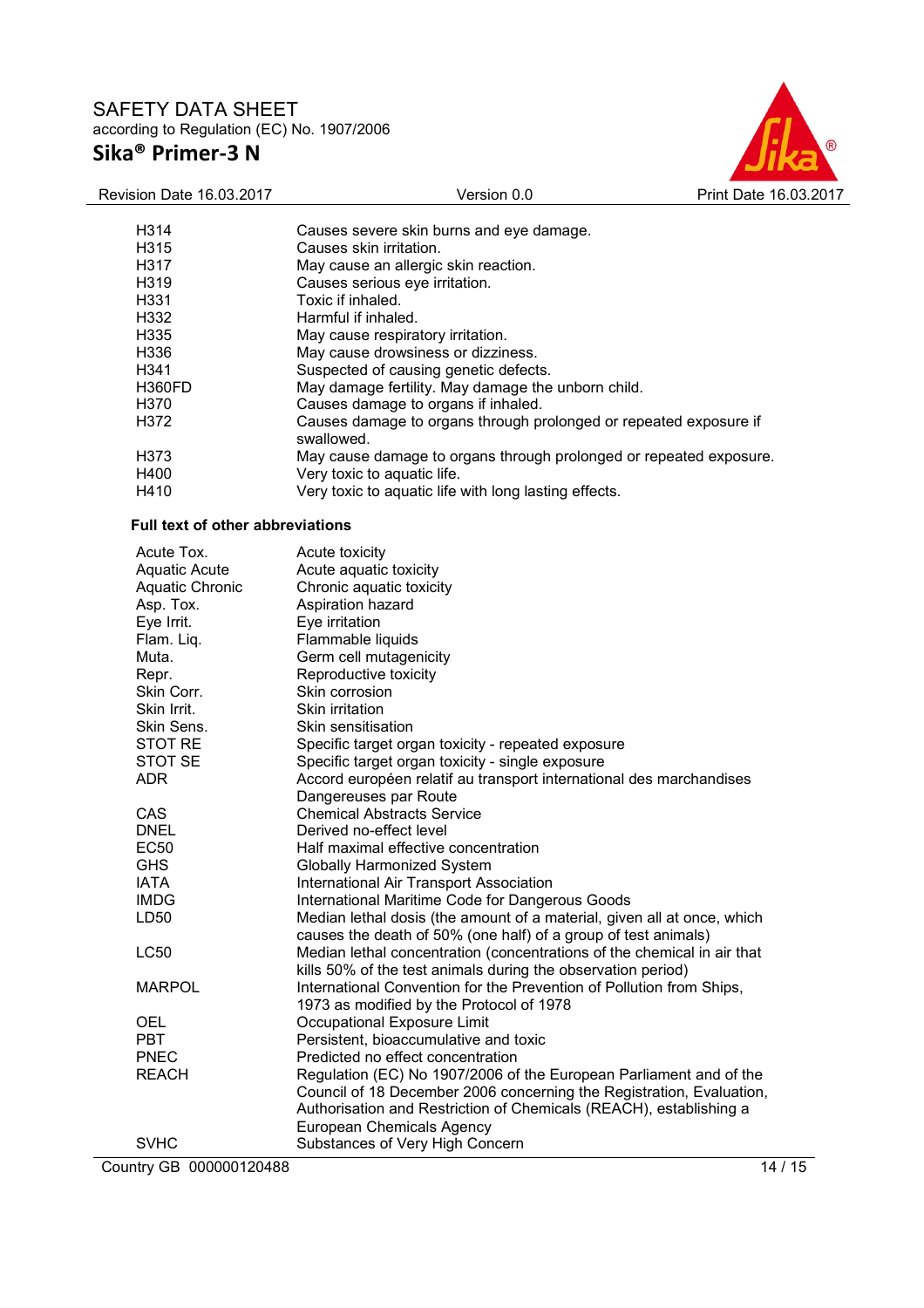| | |
|---|---|
| H314 | Causes severe skin burns and eye damage. |
| H315 | Causes skin irritation. |
| H317 | May cause an allergic skin reaction. |
| H319 | Causes serious eye irritation. |
| H331 | Toxic if inhaled. |
| H332 | Harmful if inhaled. |
| H335 | May cause respiratory irritation. |
| H336 | May cause drowsiness or dizziness. |
| H341 | Suspected of causing genetic defects. |
| H360FD | May damage fertility. May damage the unborn child. |
| H370 | Causes damage to organs if inhaled. |
| H372 | Causes damage to organs through prolonged or repeated exposure if swallowed. |
| H373 | May cause damage to organs through prolonged or repeated exposure. |
| H400 | Very toxic to aquatic life. |
| H410 | Very toxic to aquatic life with long lasting effects. |

**Full text of other abbreviations**

| | |
|---|---|
| Acute Tox. | Acute toxicity |
| Aquatic Acute | Acute aquatic toxicity |
| Aquatic Chronic | Chronic aquatic toxicity |
| Asp. Tox. | Aspiration hazard |
| Eye Irrit. | Eye irritation |
| Flam. Liq. | Flammable liquids |
| Muta. | Germ cell mutagenicity |
| Repr. | Reproductive toxicity |
| Skin Corr. | Skin corrosion |
| Skin Irrit. | Skin irritation |
| Skin Sens. | Skin sensitisation |
| STOT RE | Specific target organ toxicity - repeated exposure |
| STOT SE | Specific target organ toxicity - single exposure |
| ADR | Accord européen relatif au transport international des marchandises Dangereuses par Route |
| CAS | Chemical Abstracts Service |
| DNEL | Derived no-effect level |
| EC50 | Half maximal effective concentration |
| GHS | Globally Harmonized System |
| IATA | International Air Transport Association |
| IMDG | International Maritime Code for Dangerous Goods |
| LD50 | Median lethal dosis (the amount of a material, given all at once, which causes the death of 50% (one half) of a group of test animals) |
| LC50 | Median lethal concentration (concentrations of the chemical in air that kills 50% of the test animals during the observation period) |
| MARPOL | International Convention for the Prevention of Pollution from Ships, 1973 as modified by the Protocol of 1978 |
| OEL | Occupational Exposure Limit |
| PBT | Persistent, bioaccumulative and toxic |
| PNEC | Predicted no effect concentration |
| REACH | Regulation (EC) No 1907/2006 of the European Parliament and of the Council of 18 December 2006 concerning the Registration, Evaluation, Authorisation and Restriction of Chemicals (REACH), establishing a European Chemicals Agency |
| SVHC | Substances of Very High Concern |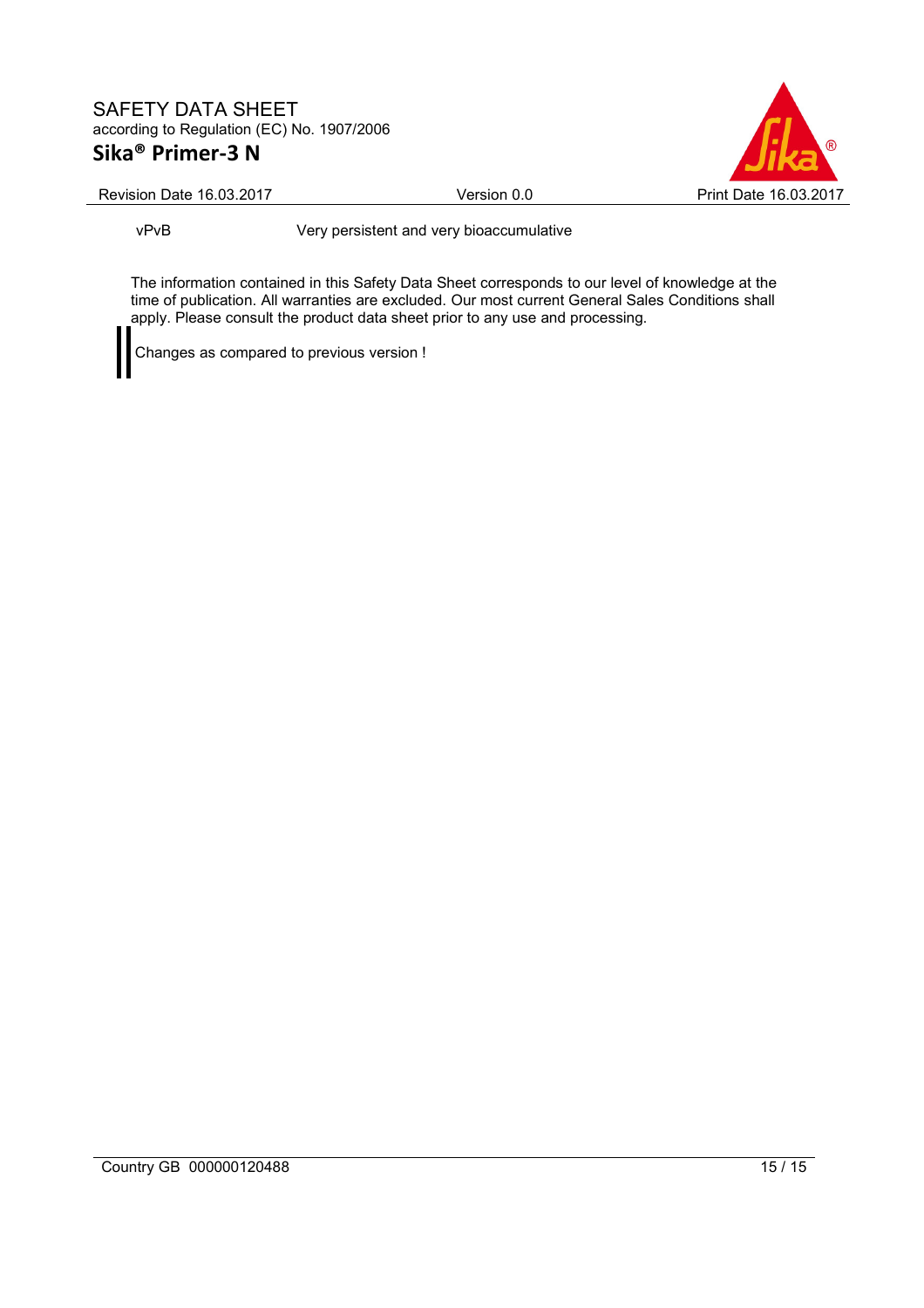| | |
|---|---|
| vPvB | Very persistent and very bioaccumulative |

The information contained in this Safety Data Sheet corresponds to our level of knowledge at the time of publication. All warranties are excluded. Our most current General Sales Conditions shall apply. Please consult the product data sheet prior to any use and processing.

Changes as compared to previous version !